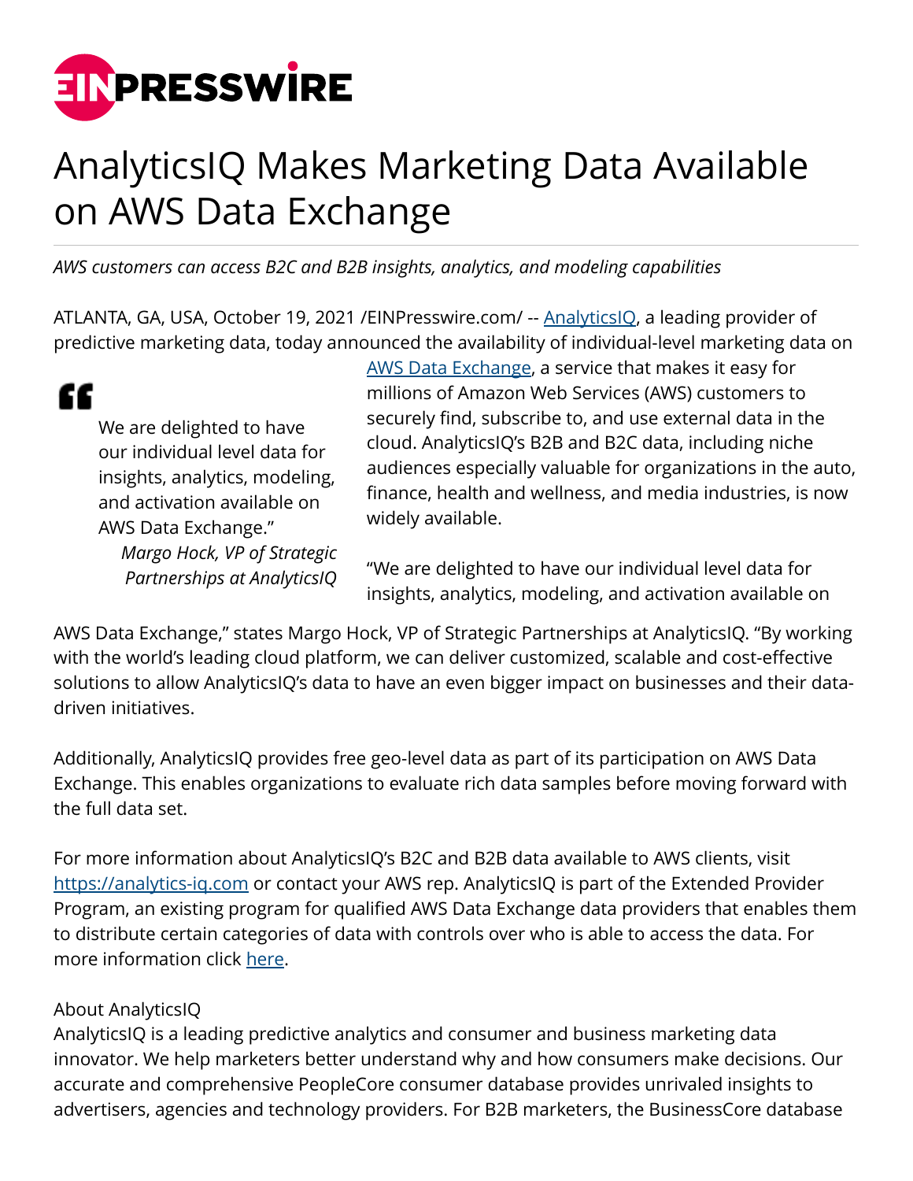# AnalyticsIQ Makes Marketing Data Available on AWS Data Exchange

*AWS customers can access B2C and B2B insights, analytics, and modeling capabilities*

ATLANTA, GA, USA, October 19, 2021 /EINPresswire.com/ -- AnalyticsIQ, a leading provider of predictive marketing data, today announced the availability of individual-level marketing data on AWS Data Exchange, a service that makes it easy for millions of Amazon Web Services (AWS) customers to securely find, subscribe to, and use external data in the cloud. AnalyticsIQ's B2B and B2C data, including niche audiences especially valuable for organizations in the auto, finance, health and wellness, and media industries, is now widely available.

> We are delighted to have our individual level data for insights, analytics, modeling, and activation available on AWS Data Exchange."
>
> *Margo Hock, VP of Strategic Partnerships at AnalyticsIQ*

"We are delighted to have our individual level data for insights, analytics, modeling, and activation available on AWS Data Exchange," states Margo Hock, VP of Strategic Partnerships at AnalyticsIQ. "By working with the world's leading cloud platform, we can deliver customized, scalable and cost-effective solutions to allow AnalyticsIQ's data to have an even bigger impact on businesses and their data-driven initiatives.

Additionally, AnalyticsIQ provides free geo-level data as part of its participation on AWS Data Exchange. This enables organizations to evaluate rich data samples before moving forward with the full data set.

For more information about AnalyticsIQ's B2C and B2B data available to AWS clients, visit https://analytics-iq.com or contact your AWS rep. AnalyticsIQ is part of the Extended Provider Program, an existing program for qualified AWS Data Exchange data providers that enables them to distribute certain categories of data with controls over who is able to access the data. For more information click here.

About AnalyticsIQ
AnalyticsIQ is a leading predictive analytics and consumer and business marketing data innovator. We help marketers better understand why and how consumers make decisions. Our accurate and comprehensive PeopleCore consumer database provides unrivaled insights to advertisers, agencies and technology providers. For B2B marketers, the BusinessCore database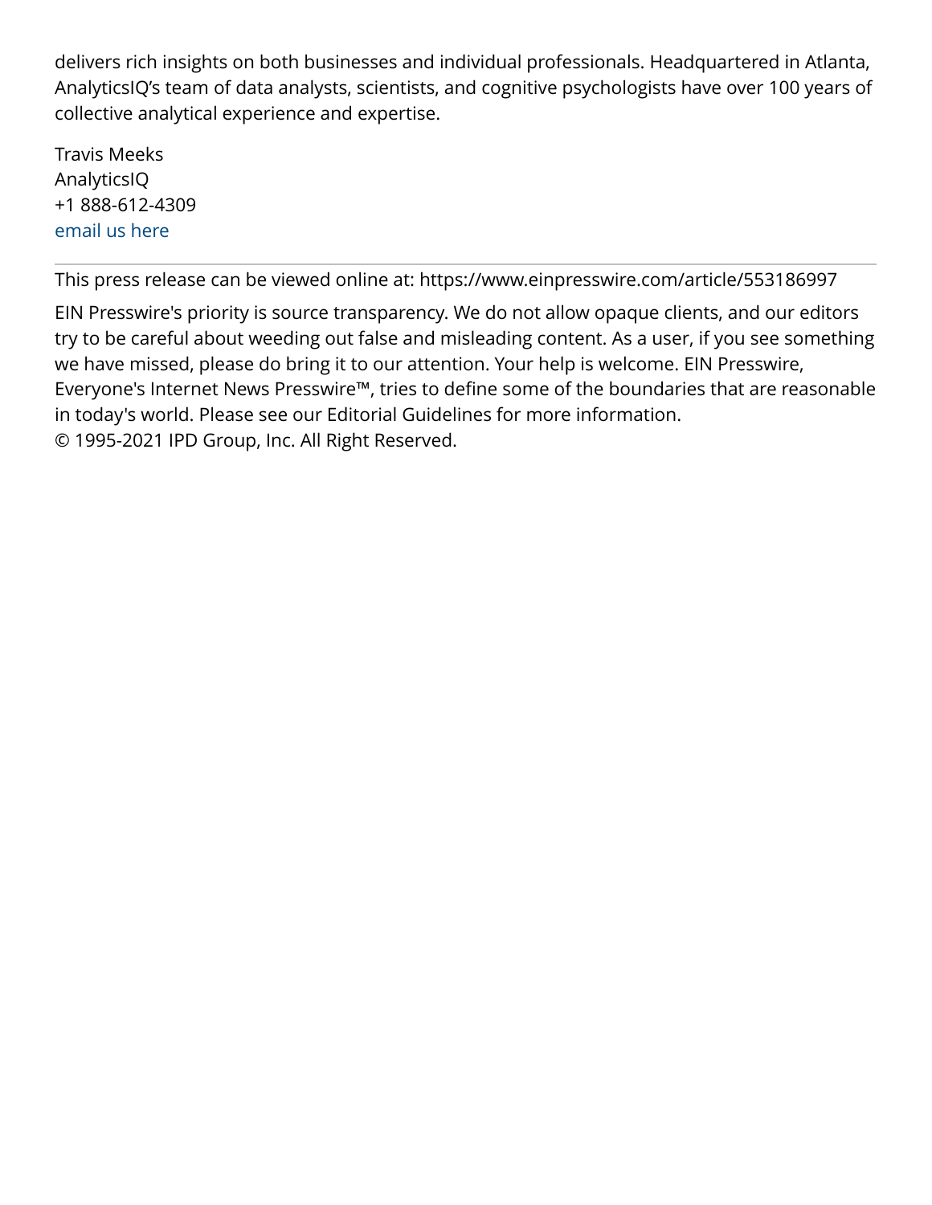delivers rich insights on both businesses and individual professionals. Headquartered in Atlanta, AnalyticsIQ's team of data analysts, scientists, and cognitive psychologists have over 100 years of collective analytical experience and expertise.

Travis Meeks
AnalyticsIQ
+1 888-612-4309
email us here

---

This press release can be viewed online at: https://www.einpresswire.com/article/553186997

EIN Presswire's priority is source transparency. We do not allow opaque clients, and our editors try to be careful about weeding out false and misleading content. As a user, if you see something we have missed, please do bring it to our attention. Your help is welcome. EIN Presswire, Everyone's Internet News Presswire™, tries to define some of the boundaries that are reasonable in today's world. Please see our Editorial Guidelines for more information.
© 1995-2021 IPD Group, Inc. All Right Reserved.